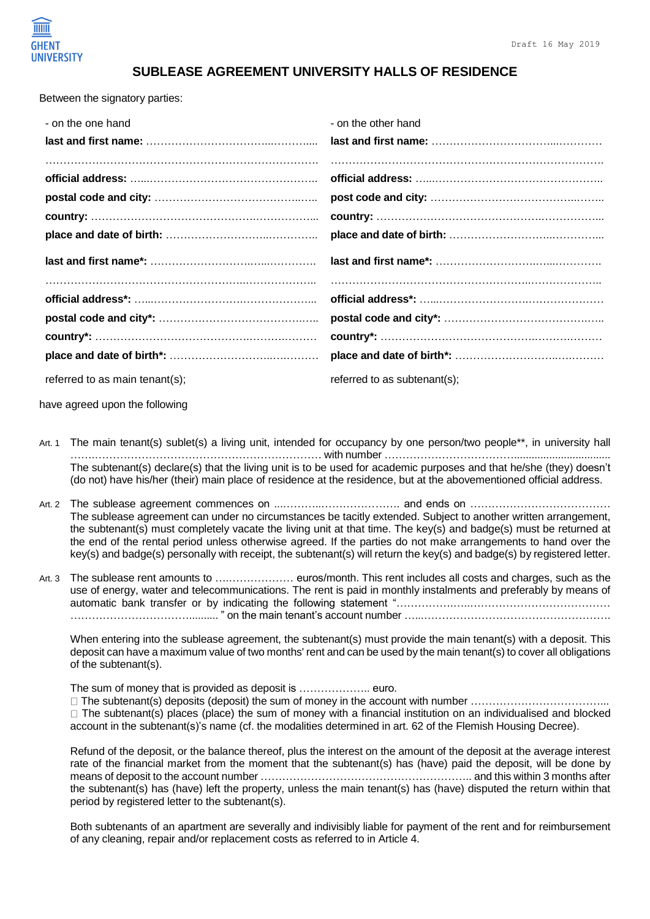Draft 16 May 2019

# SUBLEASE AGREEMENT UNIVERSITY HALLS OF RESIDENCE

Between the signatory parties:

| - on the one hand | - on the other hand |
|---|---|
| **last and first name:** ………………………………...………..... | **last and first name:** ………………………………...………… |
| …………………………………………………………………… | …………………………………………………………………….. |
| **official address:** …...……………………………………….. | **official address:** …...………………………………………... |
| **postal code and city:** ………………………………….….. | **post code and city:** ……………………………………..…….. |
| **country:** ………………………………………….……………... | **country:** ………………………………………….……………... |
| **place and date of birth:** ……………………...………….. | **place and date of birth:** ……………………...…………... |
| **last and first name*:** ………………………..…...…………. | **last and first name*:** ………………………..…...…………. |
| ………………………………………………….……………….. | ………………………………………………..………………….. |
| **official address*:** …...………………………….…………... | **official address*:** …...………………………….…………… |
| **postal code and city*:** ………………………………….….. | **postal code and city*:** ………………………………….…... |
| **country*:** …………………………………….…….….……… | **country*:** …………………………………….…….….……… |
| **place and date of birth*:** ……………………...….……… | **place and date of birth*:** ……………………...….……… |
| referred to as main tenant(s); | referred to as subtenant(s); |

have agreed upon the following

Art. 1 The main tenant(s) sublet(s) a living unit, intended for occupancy by one person/two people**, in university hall …….………………………………………………………… with number …………………………….................................
The subtenant(s) declare(s) that the living unit is to be used for academic purposes and that he/she (they) doesn't (do not) have his/her (their) main place of residence at the residence, but at the abovementioned official address.

Art. 2 The sublease agreement commences on ...………..…………………. and ends on …………………………………
The sublease agreement can under no circumstances be tacitly extended. Subject to another written arrangement, the subtenant(s) must completely vacate the living unit at that time. The key(s) and badge(s) must be returned at the end of the rental period unless otherwise agreed. If the parties do not make arrangements to hand over the key(s) and badge(s) personally with receipt, the subtenant(s) will return the key(s) and badge(s) by registered letter.

Art. 3 The sublease rent amounts to …..………………. euros/month. This rent includes all costs and charges, such as the use of energy, water and telecommunications. The rent is paid in monthly instalments and preferably by means of automatic bank transfer or by indicating the following statement "………………..………………………………… ……………………………......... " on the main tenant's account number …...……………………………………………….

When entering into the sublease agreement, the subtenant(s) must provide the main tenant(s) with a deposit. This deposit can have a maximum value of two months' rent and can be used by the main tenant(s) to cover all obligations of the subtenant(s).

The sum of money that is provided as deposit is ……………….. euro.
☐ The subtenant(s) deposits (deposit) the sum of money in the account with number ………………………………...
☐ The subtenant(s) places (place) the sum of money with a financial institution on an individualised and blocked account in the subtenant(s)'s name (cf. the modalities determined in art. 62 of the Flemish Housing Decree).

Refund of the deposit, or the balance thereof, plus the interest on the amount of the deposit at the average interest rate of the financial market from the moment that the subtenant(s) has (have) paid the deposit, will be done by means of deposit to the account number ………………………………………………….. and this within 3 months after the subtenant(s) has (have) left the property, unless the main tenant(s) has (have) disputed the return within that period by registered letter to the subtenant(s).

Both subtenants of an apartment are severally and indivisibly liable for payment of the rent and for reimbursement of any cleaning, repair and/or replacement costs as referred to in Article 4.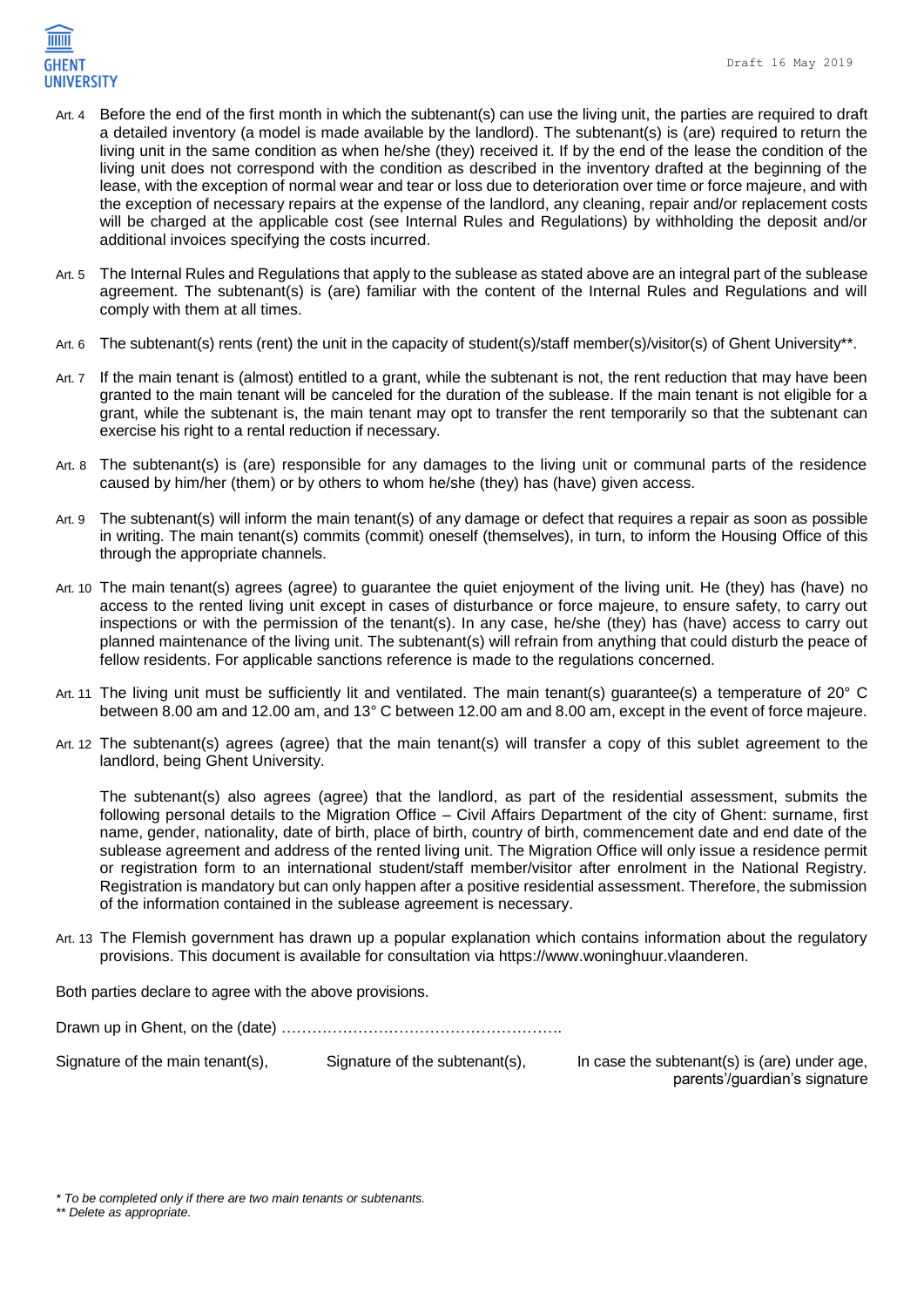Art. 4 Before the end of the first month in which the subtenant(s) can use the living unit, the parties are required to draft a detailed inventory (a model is made available by the landlord). The subtenant(s) is (are) required to return the living unit in the same condition as when he/she (they) received it. If by the end of the lease the condition of the living unit does not correspond with the condition as described in the inventory drafted at the beginning of the lease, with the exception of normal wear and tear or loss due to deterioration over time or force majeure, and with the exception of necessary repairs at the expense of the landlord, any cleaning, repair and/or replacement costs will be charged at the applicable cost (see Internal Rules and Regulations) by withholding the deposit and/or additional invoices specifying the costs incurred.

Art. 5 The Internal Rules and Regulations that apply to the sublease as stated above are an integral part of the sublease agreement. The subtenant(s) is (are) familiar with the content of the Internal Rules and Regulations and will comply with them at all times.

Art. 6 The subtenant(s) rents (rent) the unit in the capacity of student(s)/staff member(s)/visitor(s) of Ghent University**.

Art. 7 If the main tenant is (almost) entitled to a grant, while the subtenant is not, the rent reduction that may have been granted to the main tenant will be canceled for the duration of the sublease. If the main tenant is not eligible for a grant, while the subtenant is, the main tenant may opt to transfer the rent temporarily so that the subtenant can exercise his right to a rental reduction if necessary.

Art. 8 The subtenant(s) is (are) responsible for any damages to the living unit or communal parts of the residence caused by him/her (them) or by others to whom he/she (they) has (have) given access.

Art. 9 The subtenant(s) will inform the main tenant(s) of any damage or defect that requires a repair as soon as possible in writing. The main tenant(s) commits (commit) oneself (themselves), in turn, to inform the Housing Office of this through the appropriate channels.

Art. 10 The main tenant(s) agrees (agree) to guarantee the quiet enjoyment of the living unit. He (they) has (have) no access to the rented living unit except in cases of disturbance or force majeure, to ensure safety, to carry out inspections or with the permission of the tenant(s). In any case, he/she (they) has (have) access to carry out planned maintenance of the living unit. The subtenant(s) will refrain from anything that could disturb the peace of fellow residents. For applicable sanctions reference is made to the regulations concerned.

Art. 11 The living unit must be sufficiently lit and ventilated. The main tenant(s) guarantee(s) a temperature of 20° C between 8.00 am and 12.00 am, and 13° C between 12.00 am and 8.00 am, except in the event of force majeure.

Art. 12 The subtenant(s) agrees (agree) that the main tenant(s) will transfer a copy of this sublet agreement to the landlord, being Ghent University.

The subtenant(s) also agrees (agree) that the landlord, as part of the residential assessment, submits the following personal details to the Migration Office – Civil Affairs Department of the city of Ghent: surname, first name, gender, nationality, date of birth, place of birth, country of birth, commencement date and end date of the sublease agreement and address of the rented living unit. The Migration Office will only issue a residence permit or registration form to an international student/staff member/visitor after enrolment in the National Registry. Registration is mandatory but can only happen after a positive residential assessment. Therefore, the submission of the information contained in the sublease agreement is necessary.

Art. 13 The Flemish government has drawn up a popular explanation which contains information about the regulatory provisions. This document is available for consultation via https://www.woninghuur.vlaanderen.

Both parties declare to agree with the above provisions.

Drawn up in Ghent, on the (date) ……………………………………………….

Signature of the main tenant(s), Signature of the subtenant(s), In case the subtenant(s) is (are) under age, parents'/guardian's signature

*\* To be completed only if there are two main tenants or subtenants.*

*\*\* Delete as appropriate.*